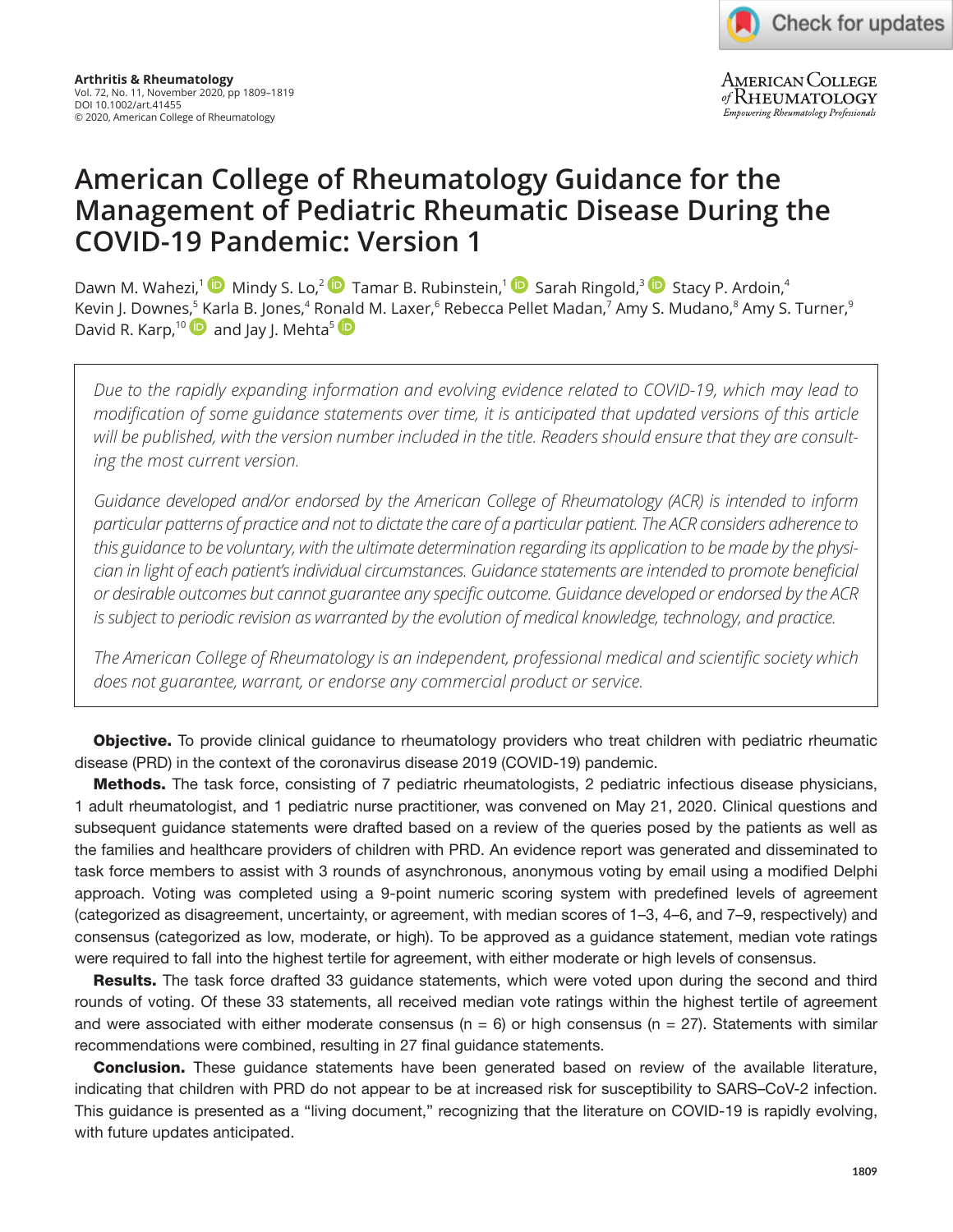# American College of Rheumatology Guidance for the Management of Pediatric Rheumatic Disease During the COVID-19 Pandemic: Version 1

Dawn M. Wahezi,[1] Mindy S. Lo,[2] Tamar B. Rubinstein,[1] Sarah Ringold,[3] Stacy P. Ardoin,[4] Kevin J. Downes,[5] Karla B. Jones,[4] Ronald M. Laxer,[6] Rebecca Pellet Madan,[7] Amy S. Mudano,[8] Amy S. Turner,[9] David R. Karp,[10] and Jay J. Mehta[5]

*Due to the rapidly expanding information and evolving evidence related to COVID-19, which may lead to modification of some guidance statements over time, it is anticipated that updated versions of this article will be published, with the version number included in the title. Readers should ensure that they are consulting the most current version.*

*Guidance developed and/or endorsed by the American College of Rheumatology (ACR) is intended to inform particular patterns of practice and not to dictate the care of a particular patient. The ACR considers adherence to this guidance to be voluntary, with the ultimate determination regarding its application to be made by the physician in light of each patient's individual circumstances. Guidance statements are intended to promote beneficial or desirable outcomes but cannot guarantee any specific outcome. Guidance developed or endorsed by the ACR is subject to periodic revision as warranted by the evolution of medical knowledge, technology, and practice.*

*The American College of Rheumatology is an independent, professional medical and scientific society which does not guarantee, warrant, or endorse any commercial product or service.*

**Objective.** To provide clinical guidance to rheumatology providers who treat children with pediatric rheumatic disease (PRD) in the context of the coronavirus disease 2019 (COVID-19) pandemic.

**Methods.** The task force, consisting of 7 pediatric rheumatologists, 2 pediatric infectious disease physicians, 1 adult rheumatologist, and 1 pediatric nurse practitioner, was convened on May 21, 2020. Clinical questions and subsequent guidance statements were drafted based on a review of the queries posed by the patients as well as the families and healthcare providers of children with PRD. An evidence report was generated and disseminated to task force members to assist with 3 rounds of asynchronous, anonymous voting by email using a modified Delphi approach. Voting was completed using a 9-point numeric scoring system with predefined levels of agreement (categorized as disagreement, uncertainty, or agreement, with median scores of 1–3, 4–6, and 7–9, respectively) and consensus (categorized as low, moderate, or high). To be approved as a guidance statement, median vote ratings were required to fall into the highest tertile for agreement, with either moderate or high levels of consensus.

**Results.** The task force drafted 33 guidance statements, which were voted upon during the second and third rounds of voting. Of these 33 statements, all received median vote ratings within the highest tertile of agreement and were associated with either moderate consensus (n = 6) or high consensus (n = 27). Statements with similar recommendations were combined, resulting in 27 final guidance statements.

**Conclusion.** These guidance statements have been generated based on review of the available literature, indicating that children with PRD do not appear to be at increased risk for susceptibility to SARS–CoV-2 infection. This guidance is presented as a "living document," recognizing that the literature on COVID-19 is rapidly evolving, with future updates anticipated.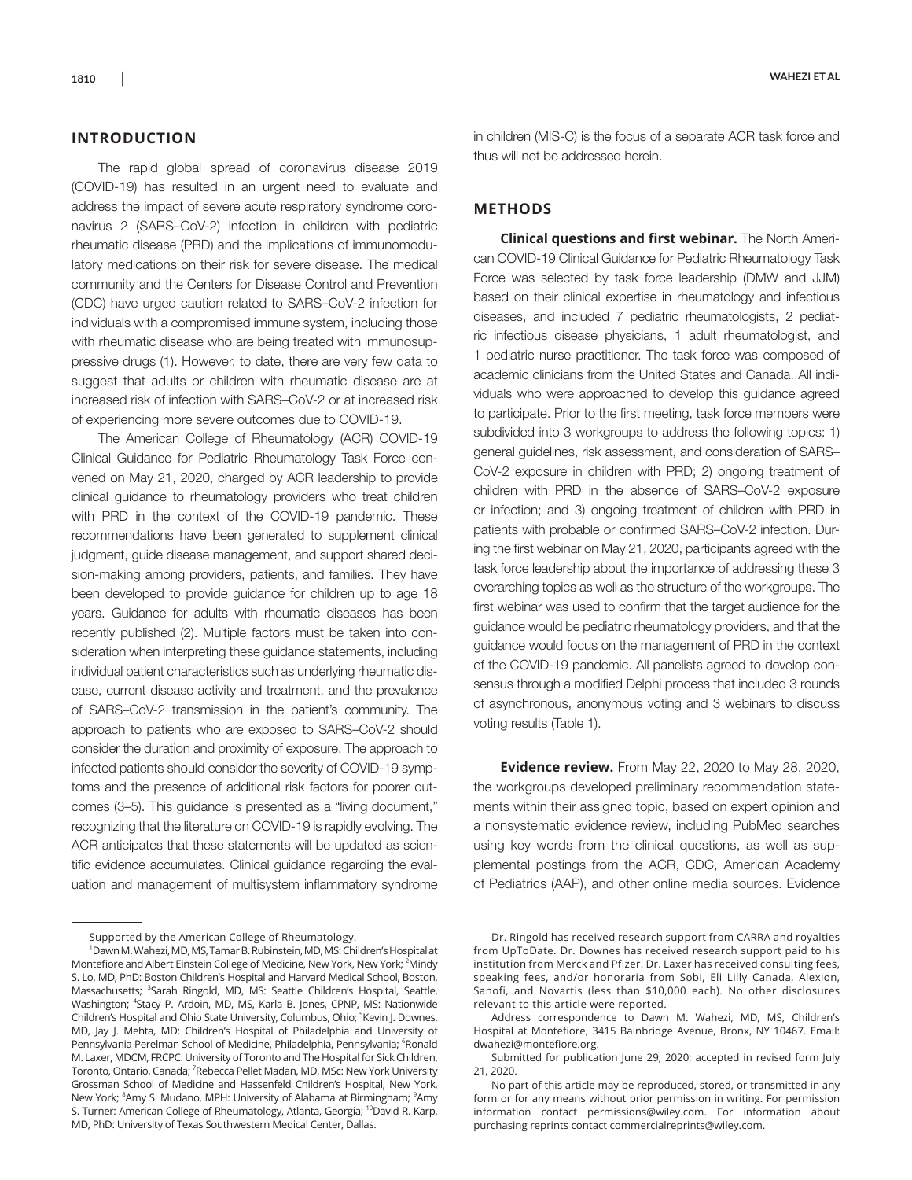## INTRODUCTION

The rapid global spread of coronavirus disease 2019 (COVID-19) has resulted in an urgent need to evaluate and address the impact of severe acute respiratory syndrome coronavirus 2 (SARS–CoV-2) infection in children with pediatric rheumatic disease (PRD) and the implications of immunomodulatory medications on their risk for severe disease. The medical community and the Centers for Disease Control and Prevention (CDC) have urged caution related to SARS–CoV-2 infection for individuals with a compromised immune system, including those with rheumatic disease who are being treated with immunosuppressive drugs (1). However, to date, there are very few data to suggest that adults or children with rheumatic disease are at increased risk of infection with SARS–CoV-2 or at increased risk of experiencing more severe outcomes due to COVID-19.

The American College of Rheumatology (ACR) COVID-19 Clinical Guidance for Pediatric Rheumatology Task Force convened on May 21, 2020, charged by ACR leadership to provide clinical guidance to rheumatology providers who treat children with PRD in the context of the COVID-19 pandemic. These recommendations have been generated to supplement clinical judgment, guide disease management, and support shared decision-making among providers, patients, and families. They have been developed to provide guidance for children up to age 18 years. Guidance for adults with rheumatic diseases has been recently published (2). Multiple factors must be taken into consideration when interpreting these guidance statements, including individual patient characteristics such as underlying rheumatic disease, current disease activity and treatment, and the prevalence of SARS–CoV-2 transmission in the patient's community. The approach to patients who are exposed to SARS–CoV-2 should consider the duration and proximity of exposure. The approach to infected patients should consider the severity of COVID-19 symptoms and the presence of additional risk factors for poorer outcomes (3–5). This guidance is presented as a "living document," recognizing that the literature on COVID-19 is rapidly evolving. The ACR anticipates that these statements will be updated as scientific evidence accumulates. Clinical guidance regarding the evaluation and management of multisystem inflammatory syndrome in children (MIS-C) is the focus of a separate ACR task force and thus will not be addressed herein.

## METHODS

**Clinical questions and first webinar.** The North American COVID-19 Clinical Guidance for Pediatric Rheumatology Task Force was selected by task force leadership (DMW and JJM) based on their clinical expertise in rheumatology and infectious diseases, and included 7 pediatric rheumatologists, 2 pediatric infectious disease physicians, 1 adult rheumatologist, and 1 pediatric nurse practitioner. The task force was composed of academic clinicians from the United States and Canada. All individuals who were approached to develop this guidance agreed to participate. Prior to the first meeting, task force members were subdivided into 3 workgroups to address the following topics: 1) general guidelines, risk assessment, and consideration of SARS–CoV-2 exposure in children with PRD; 2) ongoing treatment of children with PRD in the absence of SARS–CoV-2 exposure or infection; and 3) ongoing treatment of children with PRD in patients with probable or confirmed SARS–CoV-2 infection. During the first webinar on May 21, 2020, participants agreed with the task force leadership about the importance of addressing these 3 overarching topics as well as the structure of the workgroups. The first webinar was used to confirm that the target audience for the guidance would be pediatric rheumatology providers, and that the guidance would focus on the management of PRD in the context of the COVID-19 pandemic. All panelists agreed to develop consensus through a modified Delphi process that included 3 rounds of asynchronous, anonymous voting and 3 webinars to discuss voting results (Table 1).

**Evidence review.** From May 22, 2020 to May 28, 2020, the workgroups developed preliminary recommendation statements within their assigned topic, based on expert opinion and a nonsystematic evidence review, including PubMed searches using key words from the clinical questions, as well as supplemental postings from the ACR, CDC, American Academy of Pediatrics (AAP), and other online media sources. Evidence

---

Supported by the American College of Rheumatology.

[1]Dawn M. Wahezi, MD, MS, Tamar B. Rubinstein, MD, MS: Children's Hospital at Montefiore and Albert Einstein College of Medicine, New York, New York; [2]Mindy S. Lo, MD, PhD: Boston Children's Hospital and Harvard Medical School, Boston, Massachusetts; [3]Sarah Ringold, MD, MS: Seattle Children's Hospital, Seattle, Washington; [4]Stacy P. Ardoin, MD, MS, Karla B. Jones, CPNP, MS: Nationwide Children's Hospital and Ohio State University, Columbus, Ohio; [5]Kevin J. Downes, MD, Jay J. Mehta, MD: Children's Hospital of Philadelphia and University of Pennsylvania Perelman School of Medicine, Philadelphia, Pennsylvania; [6]Ronald M. Laxer, MDCM, FRCPC: University of Toronto and The Hospital for Sick Children, Toronto, Ontario, Canada; [7]Rebecca Pellet Madan, MD, MSc: New York University Grossman School of Medicine and Hassenfeld Children's Hospital, New York, New York; [8]Amy S. Mudano, MPH: University of Alabama at Birmingham; [9]Amy S. Turner: American College of Rheumatology, Atlanta, Georgia; [10]David R. Karp, MD, PhD: University of Texas Southwestern Medical Center, Dallas.

Dr. Ringold has received research support from CARRA and royalties from UpToDate. Dr. Downes has received research support paid to his institution from Merck and Pfizer. Dr. Laxer has received consulting fees, speaking fees, and/or honoraria from Sobi, Eli Lilly Canada, Alexion, Sanofi, and Novartis (less than $10,000 each). No other disclosures relevant to this article were reported.

Address correspondence to Dawn M. Wahezi, MD, MS, Children's Hospital at Montefiore, 3415 Bainbridge Avenue, Bronx, NY 10467. Email: dwahezi@montefiore.org.

Submitted for publication June 29, 2020; accepted in revised form July 21, 2020.

No part of this article may be reproduced, stored, or transmitted in any form or for any means without prior permission in writing. For permission information contact permissions@wiley.com. For information about purchasing reprints contact commercialreprints@wiley.com.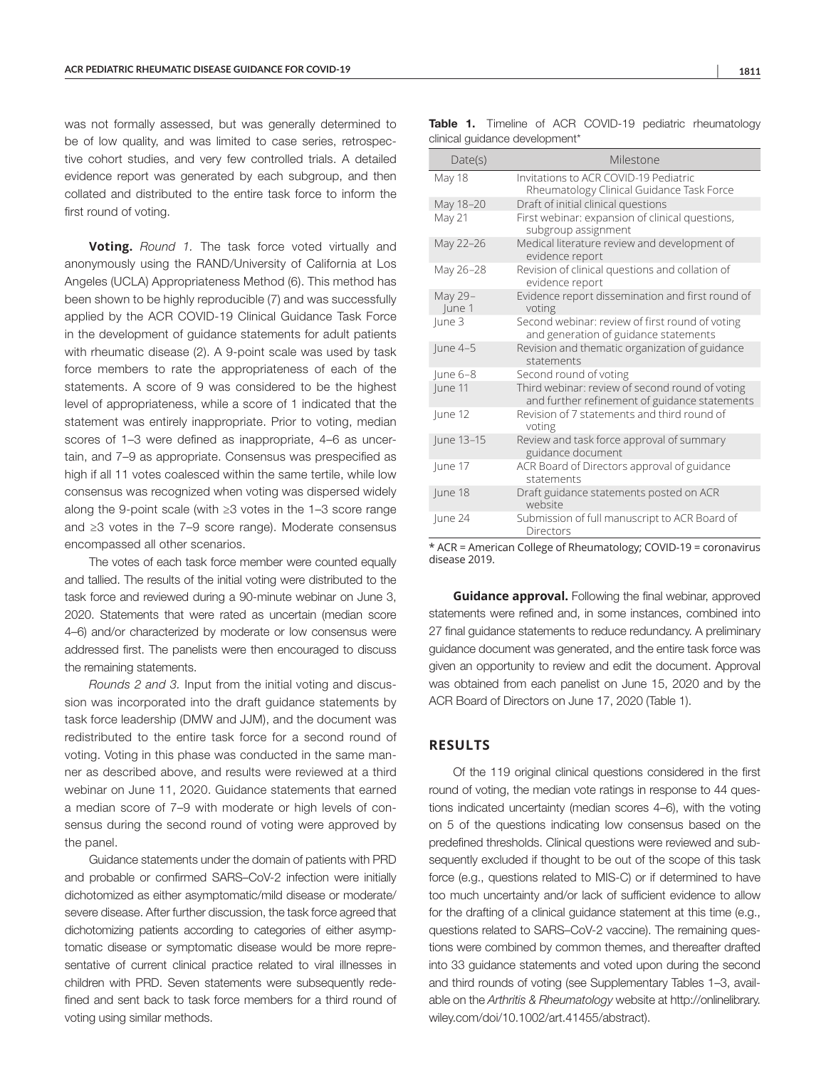was not formally assessed, but was generally determined to be of low quality, and was limited to case series, retrospective cohort studies, and very few controlled trials. A detailed evidence report was generated by each subgroup, and then collated and distributed to the entire task force to inform the first round of voting.

**Voting.** *Round 1.* The task force voted virtually and anonymously using the RAND/University of California at Los Angeles (UCLA) Appropriateness Method (6). This method has been shown to be highly reproducible (7) and was successfully applied by the ACR COVID-19 Clinical Guidance Task Force in the development of guidance statements for adult patients with rheumatic disease (2). A 9-point scale was used by task force members to rate the appropriateness of each of the statements. A score of 9 was considered to be the highest level of appropriateness, while a score of 1 indicated that the statement was entirely inappropriate. Prior to voting, median scores of 1–3 were defined as inappropriate, 4–6 as uncertain, and 7–9 as appropriate. Consensus was prespecified as high if all 11 votes coalesced within the same tertile, while low consensus was recognized when voting was dispersed widely along the 9-point scale (with ≥3 votes in the 1–3 score range and ≥3 votes in the 7–9 score range). Moderate consensus encompassed all other scenarios.

The votes of each task force member were counted equally and tallied. The results of the initial voting were distributed to the task force and reviewed during a 90-minute webinar on June 3, 2020. Statements that were rated as uncertain (median score 4–6) and/or characterized by moderate or low consensus were addressed first. The panelists were then encouraged to discuss the remaining statements.

*Rounds 2 and 3.* Input from the initial voting and discussion was incorporated into the draft guidance statements by task force leadership (DMW and JJM), and the document was redistributed to the entire task force for a second round of voting. Voting in this phase was conducted in the same manner as described above, and results were reviewed at a third webinar on June 11, 2020. Guidance statements that earned a median score of 7–9 with moderate or high levels of consensus during the second round of voting were approved by the panel.

Guidance statements under the domain of patients with PRD and probable or confirmed SARS–CoV-2 infection were initially dichotomized as either asymptomatic/mild disease or moderate/severe disease. After further discussion, the task force agreed that dichotomizing patients according to categories of either asymptomatic disease or symptomatic disease would be more representative of current clinical practice related to viral illnesses in children with PRD. Seven statements were subsequently redefined and sent back to task force members for a third round of voting using similar methods.

**Table 1.** Timeline of ACR COVID-19 pediatric rheumatology clinical guidance development*

| Date(s) | Milestone |
|---|---|
| May 18 | Invitations to ACR COVID-19 Pediatric Rheumatology Clinical Guidance Task Force |
| May 18–20 | Draft of initial clinical questions |
| May 21 | First webinar: expansion of clinical questions, subgroup assignment |
| May 22–26 | Medical literature review and development of evidence report |
| May 26–28 | Revision of clinical questions and collation of evidence report |
| May 29–June 1 | Evidence report dissemination and first round of voting |
| June 3 | Second webinar: review of first round of voting and generation of guidance statements |
| June 4–5 | Revision and thematic organization of guidance statements |
| June 6–8 | Second round of voting |
| June 11 | Third webinar: review of second round of voting and further refinement of guidance statements |
| June 12 | Revision of 7 statements and third round of voting |
| June 13–15 | Review and task force approval of summary guidance document |
| June 17 | ACR Board of Directors approval of guidance statements |
| June 18 | Draft guidance statements posted on ACR website |
| June 24 | Submission of full manuscript to ACR Board of Directors |

* ACR = American College of Rheumatology; COVID-19 = coronavirus disease 2019.

**Guidance approval.** Following the final webinar, approved statements were refined and, in some instances, combined into 27 final guidance statements to reduce redundancy. A preliminary guidance document was generated, and the entire task force was given an opportunity to review and edit the document. Approval was obtained from each panelist on June 15, 2020 and by the ACR Board of Directors on June 17, 2020 (Table 1).

## RESULTS

Of the 119 original clinical questions considered in the first round of voting, the median vote ratings in response to 44 questions indicated uncertainty (median scores 4–6), with the voting on 5 of the questions indicating low consensus based on the predefined thresholds. Clinical questions were reviewed and subsequently excluded if thought to be out of the scope of this task force (e.g., questions related to MIS-C) or if determined to have too much uncertainty and/or lack of sufficient evidence to allow for the drafting of a clinical guidance statement at this time (e.g., questions related to SARS–CoV-2 vaccine). The remaining questions were combined by common themes, and thereafter drafted into 33 guidance statements and voted upon during the second and third rounds of voting (see Supplementary Tables 1–3, available on the *Arthritis & Rheumatology* website at http://onlinelibrary.wiley.com/doi/10.1002/art.41455/abstract).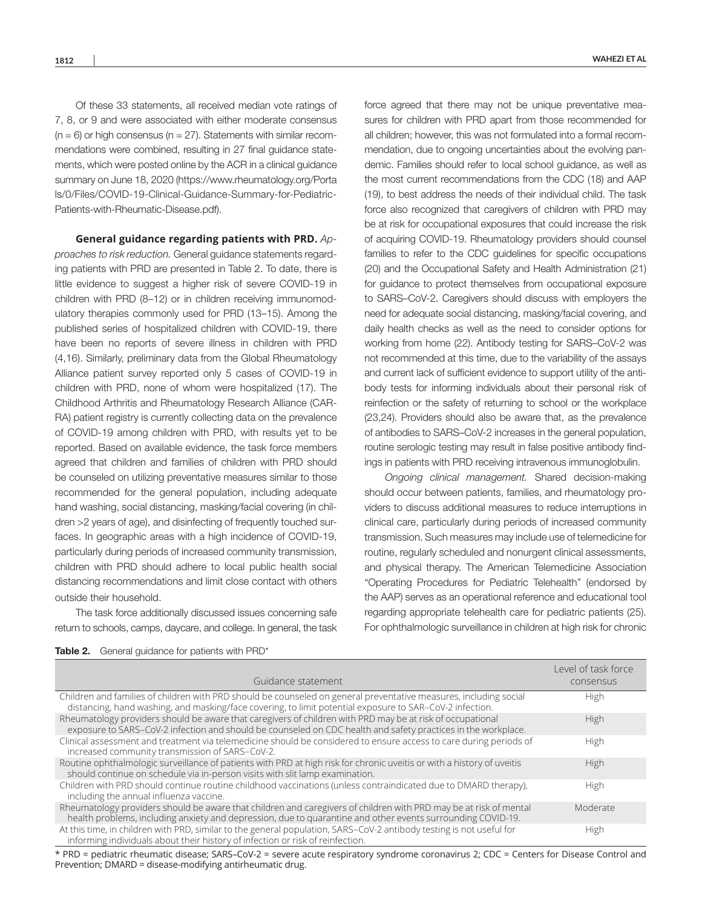Of these 33 statements, all received median vote ratings of 7, 8, or 9 and were associated with either moderate consensus (n = 6) or high consensus (n = 27). Statements with similar recommendations were combined, resulting in 27 final guidance statements, which were posted online by the ACR in a clinical guidance summary on June 18, 2020 (https://www.rheumatology.org/Portals/0/Files/COVID-19-Clinical-Guidance-Summary-for-Pediatric-Patients-with-Rheumatic-Disease.pdf).

**General guidance regarding patients with PRD.** *Approaches to risk reduction.* General guidance statements regarding patients with PRD are presented in Table 2. To date, there is little evidence to suggest a higher risk of severe COVID-19 in children with PRD (8–12) or in children receiving immunomodulatory therapies commonly used for PRD (13–15). Among the published series of hospitalized children with COVID-19, there have been no reports of severe illness in children with PRD (4,16). Similarly, preliminary data from the Global Rheumatology Alliance patient survey reported only 5 cases of COVID-19 in children with PRD, none of whom were hospitalized (17). The Childhood Arthritis and Rheumatology Research Alliance (CARRA) patient registry is currently collecting data on the prevalence of COVID-19 among children with PRD, with results yet to be reported. Based on available evidence, the task force members agreed that children and families of children with PRD should be counseled on utilizing preventative measures similar to those recommended for the general population, including adequate hand washing, social distancing, masking/facial covering (in children >2 years of age), and disinfecting of frequently touched surfaces. In geographic areas with a high incidence of COVID-19, particularly during periods of increased community transmission, children with PRD should adhere to local public health social distancing recommendations and limit close contact with others outside their household.

The task force additionally discussed issues concerning safe return to schools, camps, daycare, and college. In general, the task force agreed that there may not be unique preventative measures for children with PRD apart from those recommended for all children; however, this was not formulated into a formal recommendation, due to ongoing uncertainties about the evolving pandemic. Families should refer to local school guidance, as well as the most current recommendations from the CDC (18) and AAP (19), to best address the needs of their individual child. The task force also recognized that caregivers of children with PRD may be at risk for occupational exposures that could increase the risk of acquiring COVID-19. Rheumatology providers should counsel families to refer to the CDC guidelines for specific occupations (20) and the Occupational Safety and Health Administration (21) for guidance to protect themselves from occupational exposure to SARS–CoV-2. Caregivers should discuss with employers the need for adequate social distancing, masking/facial covering, and daily health checks as well as the need to consider options for working from home (22). Antibody testing for SARS–CoV-2 was not recommended at this time, due to the variability of the assays and current lack of sufficient evidence to support utility of the antibody tests for informing individuals about their personal risk of reinfection or the safety of returning to school or the workplace (23,24). Providers should also be aware that, as the prevalence of antibodies to SARS–CoV-2 increases in the general population, routine serologic testing may result in false positive antibody findings in patients with PRD receiving intravenous immunoglobulin.

*Ongoing clinical management.* Shared decision-making should occur between patients, families, and rheumatology providers to discuss additional measures to reduce interruptions in clinical care, particularly during periods of increased community transmission. Such measures may include use of telemedicine for routine, regularly scheduled and nonurgent clinical assessments, and physical therapy. The American Telemedicine Association "Operating Procedures for Pediatric Telehealth" (endorsed by the AAP) serves as an operational reference and educational tool regarding appropriate telehealth care for pediatric patients (25). For ophthalmologic surveillance in children at high risk for chronic

**Table 2.** General guidance for patients with PRD*

| Guidance statement | Level of task force consensus |
|---|---|
| Children and families of children with PRD should be counseled on general preventative measures, including social distancing, hand washing, and masking/face covering, to limit potential exposure to SAR–CoV-2 infection. | High |
| Rheumatology providers should be aware that caregivers of children with PRD may be at risk of occupational exposure to SARS–CoV-2 infection and should be counseled on CDC health and safety practices in the workplace. | High |
| Clinical assessment and treatment via telemedicine should be considered to ensure access to care during periods of increased community transmission of SARS–CoV-2. | High |
| Routine ophthalmologic surveillance of patients with PRD at high risk for chronic uveitis or with a history of uveitis should continue on schedule via in-person visits with slit lamp examination. | High |
| Children with PRD should continue routine childhood vaccinations (unless contraindicated due to DMARD therapy), including the annual influenza vaccine. | High |
| Rheumatology providers should be aware that children and caregivers of children with PRD may be at risk of mental health problems, including anxiety and depression, due to quarantine and other events surrounding COVID-19. | Moderate |
| At this time, in children with PRD, similar to the general population, SARS–CoV-2 antibody testing is not useful for informing individuals about their history of infection or risk of reinfection. | High |

\* PRD = pediatric rheumatic disease; SARS–CoV-2 = severe acute respiratory syndrome coronavirus 2; CDC = Centers for Disease Control and Prevention; DMARD = disease-modifying antirheumatic drug.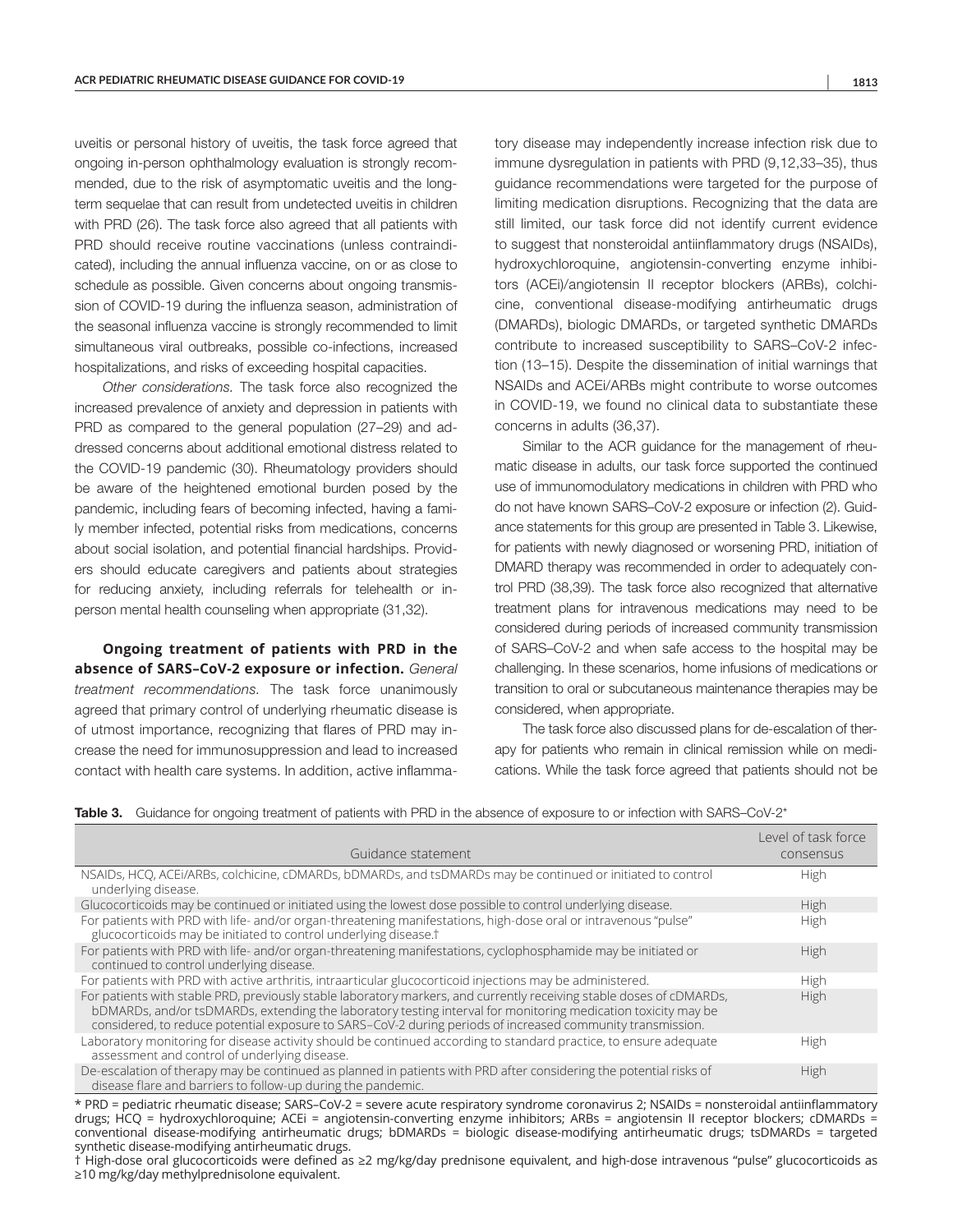uveitis or personal history of uveitis, the task force agreed that ongoing in-person ophthalmology evaluation is strongly recommended, due to the risk of asymptomatic uveitis and the long-term sequelae that can result from undetected uveitis in children with PRD (26). The task force also agreed that all patients with PRD should receive routine vaccinations (unless contraindicated), including the annual influenza vaccine, on or as close to schedule as possible. Given concerns about ongoing transmission of COVID-19 during the influenza season, administration of the seasonal influenza vaccine is strongly recommended to limit simultaneous viral outbreaks, possible co-infections, increased hospitalizations, and risks of exceeding hospital capacities.

*Other considerations.* The task force also recognized the increased prevalence of anxiety and depression in patients with PRD as compared to the general population (27–29) and addressed concerns about additional emotional distress related to the COVID-19 pandemic (30). Rheumatology providers should be aware of the heightened emotional burden posed by the pandemic, including fears of becoming infected, having a family member infected, potential risks from medications, concerns about social isolation, and potential financial hardships. Providers should educate caregivers and patients about strategies for reducing anxiety, including referrals for telehealth or in-person mental health counseling when appropriate (31,32).

**Ongoing treatment of patients with PRD in the absence of SARS–CoV-2 exposure or infection.** *General treatment recommendations.* The task force unanimously agreed that primary control of underlying rheumatic disease is of utmost importance, recognizing that flares of PRD may increase the need for immunosuppression and lead to increased contact with health care systems. In addition, active inflammatory disease may independently increase infection risk due to immune dysregulation in patients with PRD (9,12,33–35), thus guidance recommendations were targeted for the purpose of limiting medication disruptions. Recognizing that the data are still limited, our task force did not identify current evidence to suggest that nonsteroidal antiinflammatory drugs (NSAIDs), hydroxychloroquine, angiotensin-converting enzyme inhibitors (ACEi)/angiotensin II receptor blockers (ARBs), colchicine, conventional disease-modifying antirheumatic drugs (DMARDs), biologic DMARDs, or targeted synthetic DMARDs contribute to increased susceptibility to SARS–CoV-2 infection (13–15). Despite the dissemination of initial warnings that NSAIDs and ACEi/ARBs might contribute to worse outcomes in COVID-19, we found no clinical data to substantiate these concerns in adults (36,37).

Similar to the ACR guidance for the management of rheumatic disease in adults, our task force supported the continued use of immunomodulatory medications in children with PRD who do not have known SARS–CoV-2 exposure or infection (2). Guidance statements for this group are presented in Table 3. Likewise, for patients with newly diagnosed or worsening PRD, initiation of DMARD therapy was recommended in order to adequately control PRD (38,39). The task force also recognized that alternative treatment plans for intravenous medications may need to be considered during periods of increased community transmission of SARS–CoV-2 and when safe access to the hospital may be challenging. In these scenarios, home infusions of medications or transition to oral or subcutaneous maintenance therapies may be considered, when appropriate.

The task force also discussed plans for de-escalation of therapy for patients who remain in clinical remission while on medications. While the task force agreed that patients should not be

**Table 3.** Guidance for ongoing treatment of patients with PRD in the absence of exposure to or infection with SARS–CoV-2*

| Guidance statement | Level of task force consensus |
|---|---|
| NSAIDs, HCQ, ACEi/ARBs, colchicine, cDMARDs, bDMARDs, and tsDMARDs may be continued or initiated to control underlying disease. | High |
| Glucocorticoids may be continued or initiated using the lowest dose possible to control underlying disease. | High |
| For patients with PRD with life- and/or organ-threatening manifestations, high-dose oral or intravenous "pulse" glucocorticoids may be initiated to control underlying disease.† | High |
| For patients with PRD with life- and/or organ-threatening manifestations, cyclophosphamide may be initiated or continued to control underlying disease. | High |
| For patients with PRD with active arthritis, intraarticular glucocorticoid injections may be administered. | High |
| For patients with stable PRD, previously stable laboratory markers, and currently receiving stable doses of cDMARDs, bDMARDs, and/or tsDMARDs, extending the laboratory testing interval for monitoring medication toxicity may be considered, to reduce potential exposure to SARS–CoV-2 during periods of increased community transmission. | High |
| Laboratory monitoring for disease activity should be continued according to standard practice, to ensure adequate assessment and control of underlying disease. | High |
| De-escalation of therapy may be continued as planned in patients with PRD after considering the potential risks of disease flare and barriers to follow-up during the pandemic. | High |

* PRD = pediatric rheumatic disease; SARS–CoV-2 = severe acute respiratory syndrome coronavirus 2; NSAIDs = nonsteroidal antiinflammatory drugs; HCQ = hydroxychloroquine; ACEi = angiotensin-converting enzyme inhibitors; ARBs = angiotensin II receptor blockers; cDMARDs = conventional disease-modifying antirheumatic drugs; bDMARDs = biologic disease-modifying antirheumatic drugs; tsDMARDs = targeted synthetic disease-modifying antirheumatic drugs.

† High-dose oral glucocorticoids were defined as ≥2 mg/kg/day prednisone equivalent, and high-dose intravenous "pulse" glucocorticoids as ≥10 mg/kg/day methylprednisolone equivalent.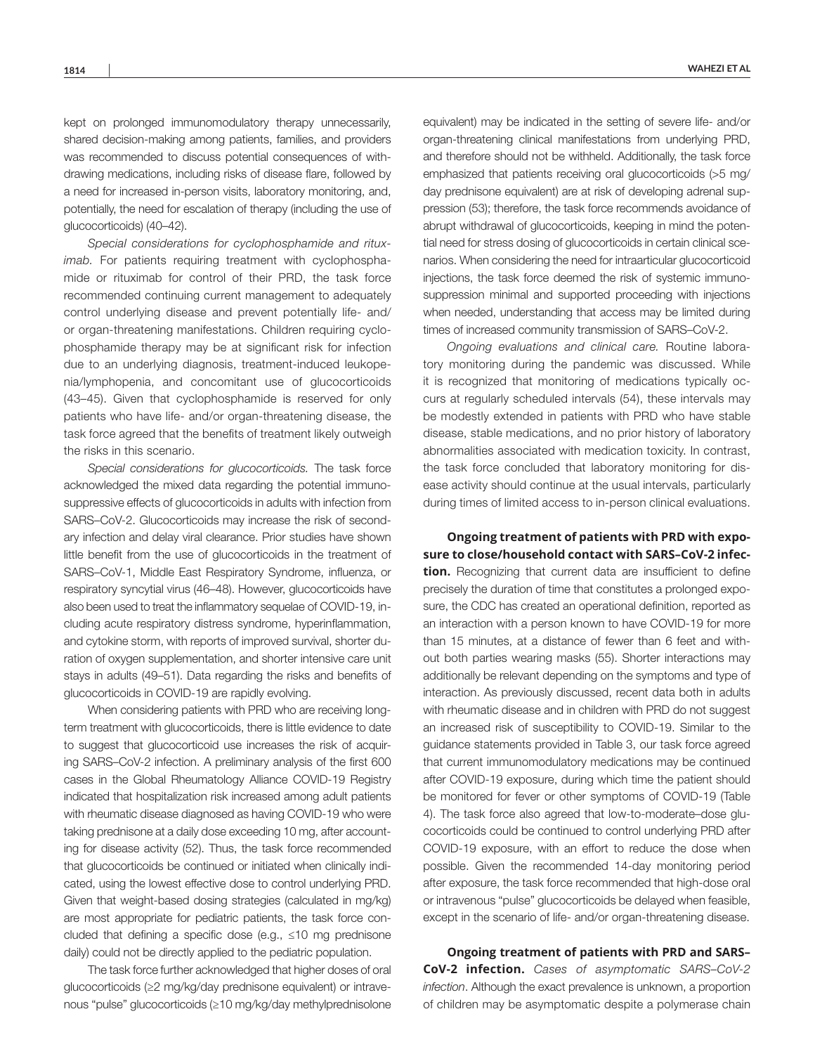kept on prolonged immunomodulatory therapy unnecessarily, shared decision-making among patients, families, and providers was recommended to discuss potential consequences of withdrawing medications, including risks of disease flare, followed by a need for increased in-person visits, laboratory monitoring, and, potentially, the need for escalation of therapy (including the use of glucocorticoids) (40–42).

*Special considerations for cyclophosphamide and rituximab.* For patients requiring treatment with cyclophosphamide or rituximab for control of their PRD, the task force recommended continuing current management to adequately control underlying disease and prevent potentially life- and/or organ-threatening manifestations. Children requiring cyclophosphamide therapy may be at significant risk for infection due to an underlying diagnosis, treatment-induced leukopenia/lymphopenia, and concomitant use of glucocorticoids (43–45). Given that cyclophosphamide is reserved for only patients who have life- and/or organ-threatening disease, the task force agreed that the benefits of treatment likely outweigh the risks in this scenario.

*Special considerations for glucocorticoids.* The task force acknowledged the mixed data regarding the potential immunosuppressive effects of glucocorticoids in adults with infection from SARS–CoV-2. Glucocorticoids may increase the risk of secondary infection and delay viral clearance. Prior studies have shown little benefit from the use of glucocorticoids in the treatment of SARS–CoV-1, Middle East Respiratory Syndrome, influenza, or respiratory syncytial virus (46–48). However, glucocorticoids have also been used to treat the inflammatory sequelae of COVID-19, including acute respiratory distress syndrome, hyperinflammation, and cytokine storm, with reports of improved survival, shorter duration of oxygen supplementation, and shorter intensive care unit stays in adults (49–51). Data regarding the risks and benefits of glucocorticoids in COVID-19 are rapidly evolving.

When considering patients with PRD who are receiving long-term treatment with glucocorticoids, there is little evidence to date to suggest that glucocorticoid use increases the risk of acquiring SARS–CoV-2 infection. A preliminary analysis of the first 600 cases in the Global Rheumatology Alliance COVID-19 Registry indicated that hospitalization risk increased among adult patients with rheumatic disease diagnosed as having COVID-19 who were taking prednisone at a daily dose exceeding 10 mg, after accounting for disease activity (52). Thus, the task force recommended that glucocorticoids be continued or initiated when clinically indicated, using the lowest effective dose to control underlying PRD. Given that weight-based dosing strategies (calculated in mg/kg) are most appropriate for pediatric patients, the task force concluded that defining a specific dose (e.g., ≤10 mg prednisone daily) could not be directly applied to the pediatric population.

The task force further acknowledged that higher doses of oral glucocorticoids (≥2 mg/kg/day prednisone equivalent) or intravenous "pulse" glucocorticoids (≥10 mg/kg/day methylprednisolone equivalent) may be indicated in the setting of severe life- and/or organ-threatening clinical manifestations from underlying PRD, and therefore should not be withheld. Additionally, the task force emphasized that patients receiving oral glucocorticoids (>5 mg/day prednisone equivalent) are at risk of developing adrenal suppression (53); therefore, the task force recommends avoidance of abrupt withdrawal of glucocorticoids, keeping in mind the potential need for stress dosing of glucocorticoids in certain clinical scenarios. When considering the need for intraarticular glucocorticoid injections, the task force deemed the risk of systemic immunosuppression minimal and supported proceeding with injections when needed, understanding that access may be limited during times of increased community transmission of SARS–CoV-2.

*Ongoing evaluations and clinical care.* Routine laboratory monitoring during the pandemic was discussed. While it is recognized that monitoring of medications typically occurs at regularly scheduled intervals (54), these intervals may be modestly extended in patients with PRD who have stable disease, stable medications, and no prior history of laboratory abnormalities associated with medication toxicity. In contrast, the task force concluded that laboratory monitoring for disease activity should continue at the usual intervals, particularly during times of limited access to in-person clinical evaluations.

**Ongoing treatment of patients with PRD with exposure to close/household contact with SARS–CoV-2 infection.** Recognizing that current data are insufficient to define precisely the duration of time that constitutes a prolonged exposure, the CDC has created an operational definition, reported as an interaction with a person known to have COVID-19 for more than 15 minutes, at a distance of fewer than 6 feet and without both parties wearing masks (55). Shorter interactions may additionally be relevant depending on the symptoms and type of interaction. As previously discussed, recent data both in adults with rheumatic disease and in children with PRD do not suggest an increased risk of susceptibility to COVID-19. Similar to the guidance statements provided in Table 3, our task force agreed that current immunomodulatory medications may be continued after COVID-19 exposure, during which time the patient should be monitored for fever or other symptoms of COVID-19 (Table 4). The task force also agreed that low-to-moderate–dose glucocorticoids could be continued to control underlying PRD after COVID-19 exposure, with an effort to reduce the dose when possible. Given the recommended 14-day monitoring period after exposure, the task force recommended that high-dose oral or intravenous "pulse" glucocorticoids be delayed when feasible, except in the scenario of life- and/or organ-threatening disease.

**Ongoing treatment of patients with PRD and SARS–CoV-2 infection.** *Cases of asymptomatic SARS–CoV-2 infection*. Although the exact prevalence is unknown, a proportion of children may be asymptomatic despite a polymerase chain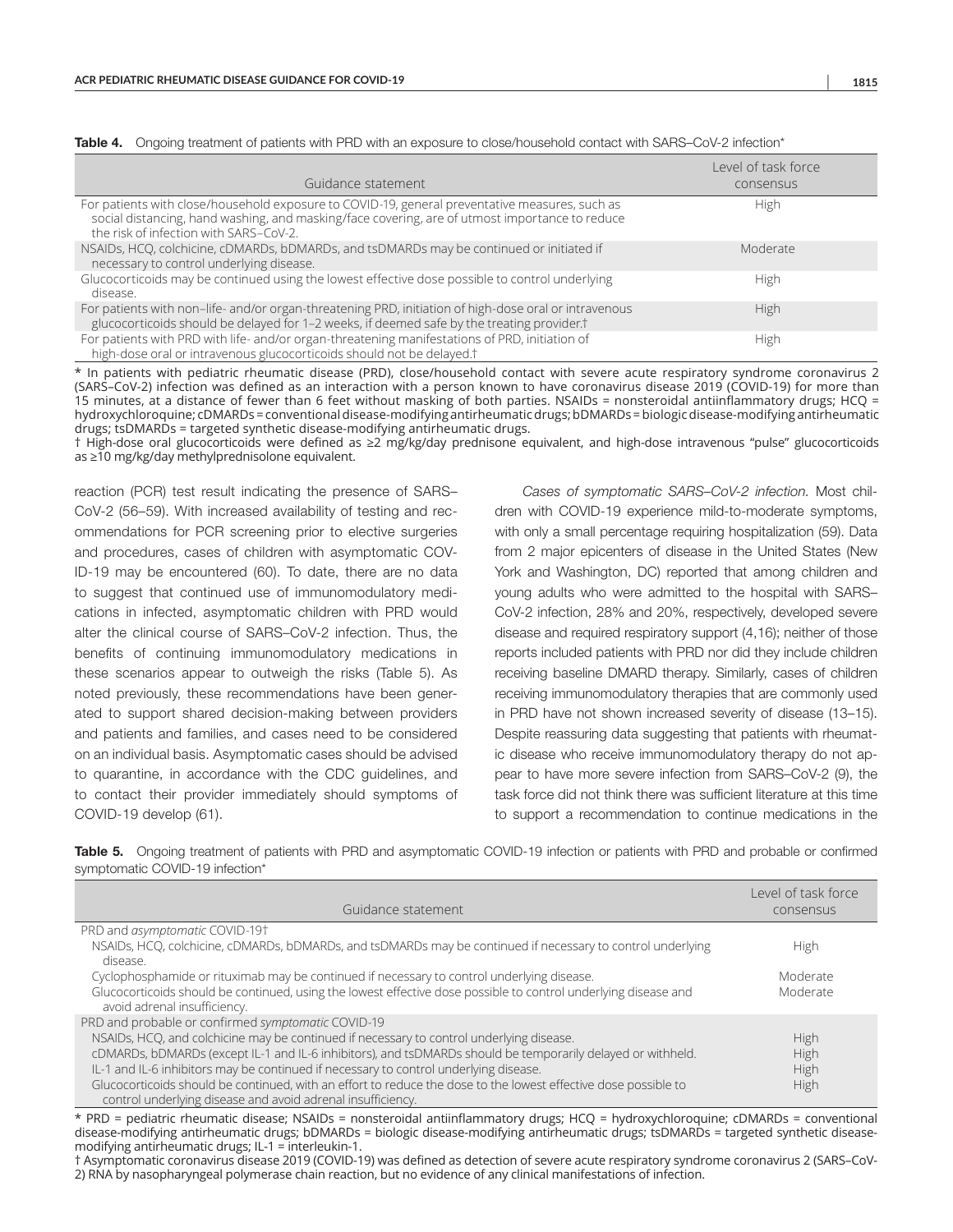**Table 4.** Ongoing treatment of patients with PRD with an exposure to close/household contact with SARS–CoV-2 infection*

| Guidance statement | Level of task force consensus |
|---|---|
| For patients with close/household exposure to COVID-19, general preventative measures, such as social distancing, hand washing, and masking/face covering, are of utmost importance to reduce the risk of infection with SARS–CoV-2. | High |
| NSAIDs, HCQ, colchicine, cDMARDs, bDMARDs, and tsDMARDs may be continued or initiated if necessary to control underlying disease. | Moderate |
| Glucocorticoids may be continued using the lowest effective dose possible to control underlying disease. | High |
| For patients with non–life- and/or organ-threatening PRD, initiation of high-dose oral or intravenous glucocorticoids should be delayed for 1–2 weeks, if deemed safe by the treating provider.† | High |
| For patients with PRD with life- and/or organ-threatening manifestations of PRD, initiation of high-dose oral or intravenous glucocorticoids should not be delayed.† | High |

* In patients with pediatric rheumatic disease (PRD), close/household contact with severe acute respiratory syndrome coronavirus 2 (SARS–CoV-2) infection was defined as an interaction with a person known to have coronavirus disease 2019 (COVID-19) for more than 15 minutes, at a distance of fewer than 6 feet without masking of both parties. NSAIDs = nonsteroidal antiinflammatory drugs; HCQ = hydroxychloroquine; cDMARDs = conventional disease-modifying antirheumatic drugs; bDMARDs = biologic disease-modifying antirheumatic drugs; tsDMARDs = targeted synthetic disease-modifying antirheumatic drugs.
† High-dose oral glucocorticoids were defined as ≥2 mg/kg/day prednisone equivalent, and high-dose intravenous "pulse" glucocorticoids as ≥10 mg/kg/day methylprednisolone equivalent.

reaction (PCR) test result indicating the presence of SARS–CoV-2 (56–59). With increased availability of testing and recommendations for PCR screening prior to elective surgeries and procedures, cases of children with asymptomatic COVID-19 may be encountered (60). To date, there are no data to suggest that continued use of immunomodulatory medications in infected, asymptomatic children with PRD would alter the clinical course of SARS–CoV-2 infection. Thus, the benefits of continuing immunomodulatory medications in these scenarios appear to outweigh the risks (Table 5). As noted previously, these recommendations have been generated to support shared decision-making between providers and patients and families, and cases need to be considered on an individual basis. Asymptomatic cases should be advised to quarantine, in accordance with the CDC guidelines, and to contact their provider immediately should symptoms of COVID-19 develop (61).

*Cases of symptomatic SARS–CoV-2 infection.* Most children with COVID-19 experience mild-to-moderate symptoms, with only a small percentage requiring hospitalization (59). Data from 2 major epicenters of disease in the United States (New York and Washington, DC) reported that among children and young adults who were admitted to the hospital with SARS–CoV-2 infection, 28% and 20%, respectively, developed severe disease and required respiratory support (4,16); neither of those reports included patients with PRD nor did they include children receiving baseline DMARD therapy. Similarly, cases of children receiving immunomodulatory therapies that are commonly used in PRD have not shown increased severity of disease (13–15). Despite reassuring data suggesting that patients with rheumatic disease who receive immunomodulatory therapy do not appear to have more severe infection from SARS–CoV-2 (9), the task force did not think there was sufficient literature at this time to support a recommendation to continue medications in the

**Table 5.** Ongoing treatment of patients with PRD and asymptomatic COVID-19 infection or patients with PRD and probable or confirmed symptomatic COVID-19 infection*

| Guidance statement | Level of task force consensus |
|---|---|
| PRD and *asymptomatic* COVID-19† | |
| NSAIDs, HCQ, colchicine, cDMARDs, bDMARDs, and tsDMARDs may be continued if necessary to control underlying disease. | High |
| Cyclophosphamide or rituximab may be continued if necessary to control underlying disease. | Moderate |
| Glucocorticoids should be continued, using the lowest effective dose possible to control underlying disease and avoid adrenal insufficiency. | Moderate |
| PRD and probable or confirmed *symptomatic* COVID-19 | |
| NSAIDs, HCQ, and colchicine may be continued if necessary to control underlying disease. | High |
| cDMARDs, bDMARDs (except IL-1 and IL-6 inhibitors), and tsDMARDs should be temporarily delayed or withheld. | High |
| IL-1 and IL-6 inhibitors may be continued if necessary to control underlying disease. | High |
| Glucocorticoids should be continued, with an effort to reduce the dose to the lowest effective dose possible to control underlying disease and avoid adrenal insufficiency. | High |

* PRD = pediatric rheumatic disease; NSAIDs = nonsteroidal antiinflammatory drugs; HCQ = hydroxychloroquine; cDMARDs = conventional disease-modifying antirheumatic drugs; bDMARDs = biologic disease-modifying antirheumatic drugs; tsDMARDs = targeted synthetic disease-modifying antirheumatic drugs; IL-1 = interleukin-1.
† Asymptomatic coronavirus disease 2019 (COVID-19) was defined as detection of severe acute respiratory syndrome coronavirus 2 (SARS–CoV-2) RNA by nasopharyngeal polymerase chain reaction, but no evidence of any clinical manifestations of infection.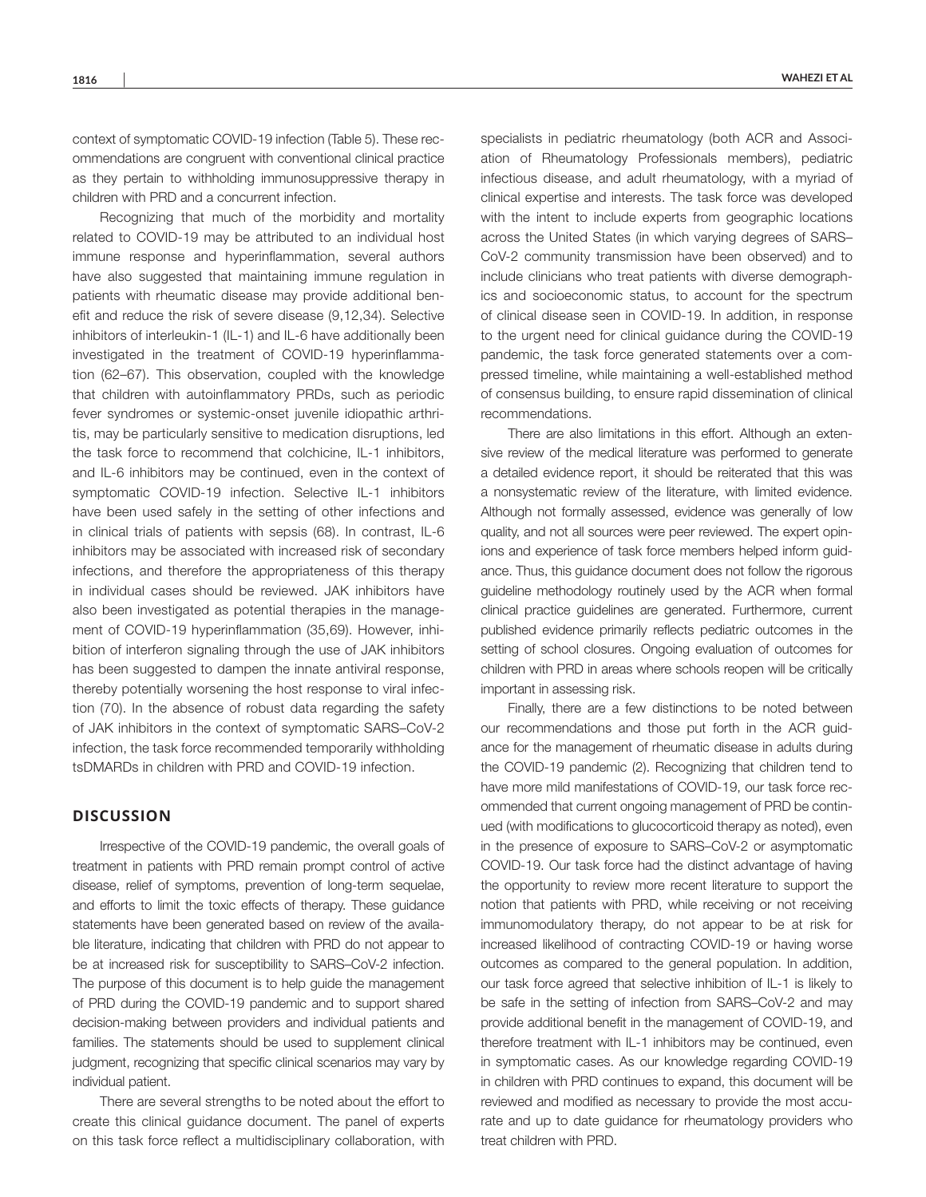context of symptomatic COVID-19 infection (Table 5). These recommendations are congruent with conventional clinical practice as they pertain to withholding immunosuppressive therapy in children with PRD and a concurrent infection.

Recognizing that much of the morbidity and mortality related to COVID-19 may be attributed to an individual host immune response and hyperinflammation, several authors have also suggested that maintaining immune regulation in patients with rheumatic disease may provide additional benefit and reduce the risk of severe disease (9,12,34). Selective inhibitors of interleukin-1 (IL-1) and IL-6 have additionally been investigated in the treatment of COVID-19 hyperinflammation (62–67). This observation, coupled with the knowledge that children with autoinflammatory PRDs, such as periodic fever syndromes or systemic-onset juvenile idiopathic arthritis, may be particularly sensitive to medication disruptions, led the task force to recommend that colchicine, IL-1 inhibitors, and IL-6 inhibitors may be continued, even in the context of symptomatic COVID-19 infection. Selective IL-1 inhibitors have been used safely in the setting of other infections and in clinical trials of patients with sepsis (68). In contrast, IL-6 inhibitors may be associated with increased risk of secondary infections, and therefore the appropriateness of this therapy in individual cases should be reviewed. JAK inhibitors have also been investigated as potential therapies in the management of COVID-19 hyperinflammation (35,69). However, inhibition of interferon signaling through the use of JAK inhibitors has been suggested to dampen the innate antiviral response, thereby potentially worsening the host response to viral infection (70). In the absence of robust data regarding the safety of JAK inhibitors in the context of symptomatic SARS–CoV-2 infection, the task force recommended temporarily withholding tsDMARDs in children with PRD and COVID-19 infection.

## DISCUSSION

Irrespective of the COVID-19 pandemic, the overall goals of treatment in patients with PRD remain prompt control of active disease, relief of symptoms, prevention of long-term sequelae, and efforts to limit the toxic effects of therapy. These guidance statements have been generated based on review of the available literature, indicating that children with PRD do not appear to be at increased risk for susceptibility to SARS–CoV-2 infection. The purpose of this document is to help guide the management of PRD during the COVID-19 pandemic and to support shared decision-making between providers and individual patients and families. The statements should be used to supplement clinical judgment, recognizing that specific clinical scenarios may vary by individual patient.

There are several strengths to be noted about the effort to create this clinical guidance document. The panel of experts on this task force reflect a multidisciplinary collaboration, with specialists in pediatric rheumatology (both ACR and Association of Rheumatology Professionals members), pediatric infectious disease, and adult rheumatology, with a myriad of clinical expertise and interests. The task force was developed with the intent to include experts from geographic locations across the United States (in which varying degrees of SARS–CoV-2 community transmission have been observed) and to include clinicians who treat patients with diverse demographics and socioeconomic status, to account for the spectrum of clinical disease seen in COVID-19. In addition, in response to the urgent need for clinical guidance during the COVID-19 pandemic, the task force generated statements over a compressed timeline, while maintaining a well-established method of consensus building, to ensure rapid dissemination of clinical recommendations.

There are also limitations in this effort. Although an extensive review of the medical literature was performed to generate a detailed evidence report, it should be reiterated that this was a nonsystematic review of the literature, with limited evidence. Although not formally assessed, evidence was generally of low quality, and not all sources were peer reviewed. The expert opinions and experience of task force members helped inform guidance. Thus, this guidance document does not follow the rigorous guideline methodology routinely used by the ACR when formal clinical practice guidelines are generated. Furthermore, current published evidence primarily reflects pediatric outcomes in the setting of school closures. Ongoing evaluation of outcomes for children with PRD in areas where schools reopen will be critically important in assessing risk.

Finally, there are a few distinctions to be noted between our recommendations and those put forth in the ACR guidance for the management of rheumatic disease in adults during the COVID-19 pandemic (2). Recognizing that children tend to have more mild manifestations of COVID-19, our task force recommended that current ongoing management of PRD be continued (with modifications to glucocorticoid therapy as noted), even in the presence of exposure to SARS–CoV-2 or asymptomatic COVID-19. Our task force had the distinct advantage of having the opportunity to review more recent literature to support the notion that patients with PRD, while receiving or not receiving immunomodulatory therapy, do not appear to be at risk for increased likelihood of contracting COVID-19 or having worse outcomes as compared to the general population. In addition, our task force agreed that selective inhibition of IL-1 is likely to be safe in the setting of infection from SARS–CoV-2 and may provide additional benefit in the management of COVID-19, and therefore treatment with IL-1 inhibitors may be continued, even in symptomatic cases. As our knowledge regarding COVID-19 in children with PRD continues to expand, this document will be reviewed and modified as necessary to provide the most accurate and up to date guidance for rheumatology providers who treat children with PRD.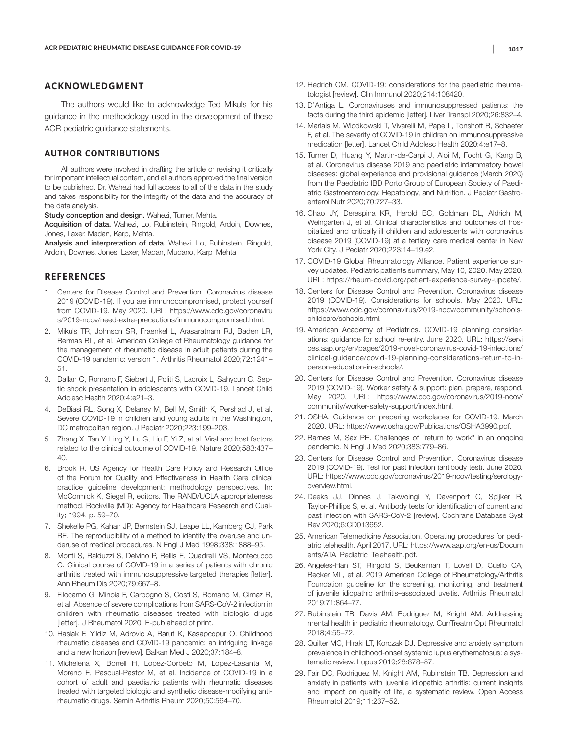## ACKNOWLEDGMENT

The authors would like to acknowledge Ted Mikuls for his guidance in the methodology used in the development of these ACR pediatric guidance statements.

### AUTHOR CONTRIBUTIONS

All authors were involved in drafting the article or revising it critically for important intellectual content, and all authors approved the final version to be published. Dr. Wahezi had full access to all of the data in the study and takes responsibility for the integrity of the data and the accuracy of the data analysis.

**Study conception and design.** Wahezi, Turner, Mehta.

**Acquisition of data.** Wahezi, Lo, Rubinstein, Ringold, Ardoin, Downes, Jones, Laxer, Madan, Karp, Mehta.

**Analysis and interpretation of data.** Wahezi, Lo, Rubinstein, Ringold, Ardoin, Downes, Jones, Laxer, Madan, Mudano, Karp, Mehta.

## REFERENCES

1. Centers for Disease Control and Prevention. Coronavirus disease 2019 (COVID-19). If you are immunocompromised, protect yourself from COVID-19. May 2020. URL: https://www.cdc.gov/coronavirus/2019-ncov/need-extra-precautions/immunocompromised.html.
2. Mikuls TR, Johnson SR, Fraenkel L, Arasaratnam RJ, Baden LR, Bermas BL, et al. American College of Rheumatology guidance for the management of rheumatic disease in adult patients during the COVID-19 pandemic: version 1. Arthritis Rheumatol 2020;72:1241–51.
3. Dallan C, Romano F, Siebert J, Politi S, Lacroix L, Sahyoun C. Septic shock presentation in adolescents with COVID-19. Lancet Child Adolesc Health 2020;4:e21–3.
4. DeBiasi RL, Song X, Delaney M, Bell M, Smith K, Pershad J, et al. Severe COVID-19 in children and young adults in the Washington, DC metropolitan region. J Pediatr 2020;223:199–203.
5. Zhang X, Tan Y, Ling Y, Lu G, Liu F, Yi Z, et al. Viral and host factors related to the clinical outcome of COVID-19. Nature 2020;583:437–40.
6. Brook R. US Agency for Health Care Policy and Research Office of the Forum for Quality and Effectiveness in Health Care clinical practice guideline development: methodology perspectives. In: McCormick K, Siegel R, editors. The RAND/UCLA appropriateness method. Rockville (MD): Agency for Healthcare Research and Quality; 1994. p. 59–70.
7. Shekelle PG, Kahan JP, Bernstein SJ, Leape LL, Kamberg CJ, Park RE. The reproducibility of a method to identify the overuse and underuse of medical procedures. N Engl J Med 1998;338:1888–95.
8. Monti S, Balduzzi S, Delvino P, Bellis E, Quadrelli VS, Montecucco C. Clinical course of COVID-19 in a series of patients with chronic arthritis treated with immunosuppressive targeted therapies [letter]. Ann Rheum Dis 2020;79:667–8.
9. Filocamo G, Minoia F, Carbogno S, Costi S, Romano M, Cimaz R, et al. Absence of severe complications from SARS-CoV-2 infection in children with rheumatic diseases treated with biologic drugs [letter]. J Rheumatol 2020. E-pub ahead of print.
10. Haslak F, Yildiz M, Adrovic A, Barut K, Kasapcopur O. Childhood rheumatic diseases and COVID-19 pandemic: an intriguing linkage and a new horizon [review]. Balkan Med J 2020;37:184–8.
11. Michelena X, Borrell H, Lopez-Corbeto M, Lopez-Lasanta M, Moreno E, Pascual-Pastor M, et al. Incidence of COVID-19 in a cohort of adult and paediatric patients with rheumatic diseases treated with targeted biologic and synthetic disease-modifying antirheumatic drugs. Semin Arthritis Rheum 2020;50:564–70.
12. Hedrich CM. COVID-19: considerations for the paediatric rheumatologist [review]. Clin Immunol 2020;214:108420.
13. D'Antiga L. Coronaviruses and immunosuppressed patients: the facts during the third epidemic [letter]. Liver Transpl 2020;26:832–4.
14. Marlais M, Wlodkowski T, Vivarelli M, Pape L, Tonshoff B, Schaefer F, et al. The severity of COVID-19 in children on immunosuppressive medication [letter]. Lancet Child Adolesc Health 2020;4:e17–8.
15. Turner D, Huang Y, Martin-de-Carpi J, Aloi M, Focht G, Kang B, et al. Coronavirus disease 2019 and paediatric inflammatory bowel diseases: global experience and provisional guidance (March 2020) from the Paediatric IBD Porto Group of European Society of Paediatric Gastroenterology, Hepatology, and Nutrition. J Pediatr Gastroenterol Nutr 2020;70:727–33.
16. Chao JY, Derespina KR, Herold BC, Goldman DL, Aldrich M, Weingarten J, et al. Clinical characteristics and outcomes of hospitalized and critically ill children and adolescents with coronavirus disease 2019 (COVID-19) at a tertiary care medical center in New York City. J Pediatr 2020;223:14–19.e2.
17. COVID-19 Global Rheumatology Alliance. Patient experience survey updates. Pediatric patients summary, May 10, 2020. May 2020. URL: https://rheum-covid.org/patient-experience-survey-update/.
18. Centers for Disease Control and Prevention. Coronavirus disease 2019 (COVID-19). Considerations for schools. May 2020. URL: https://www.cdc.gov/coronavirus/2019-ncov/community/schools-childcare/schools.html.
19. American Academy of Pediatrics. COVID-19 planning considerations: guidance for school re-entry. June 2020. URL: https://services.aap.org/en/pages/2019-novel-coronavirus-covid-19-infections/clinical-guidance/covid-19-planning-considerations-return-to-in-person-education-in-schools/.
20. Centers for Disease Control and Prevention. Coronavirus disease 2019 (COVID-19). Worker safety & support: plan, prepare, respond. May 2020. URL: https://www.cdc.gov/coronavirus/2019-ncov/community/worker-safety-support/index.html.
21. OSHA. Guidance on preparing workplaces for COVID-19. March 2020. URL: https://www.osha.gov/Publications/OSHA3990.pdf.
22. Barnes M, Sax PE. Challenges of "return to work" in an ongoing pandemic. N Engl J Med 2020;383:779–86.
23. Centers for Disease Control and Prevention. Coronavirus disease 2019 (COVID-19). Test for past infection (antibody test). June 2020. URL: https://www.cdc.gov/coronavirus/2019-ncov/testing/serology-overview.html.
24. Deeks JJ, Dinnes J, Takwoingi Y, Davenport C, Spijker R, Taylor-Phillips S, et al. Antibody tests for identification of current and past infection with SARS-CoV-2 [review]. Cochrane Database Syst Rev 2020;6:CD013652.
25. American Telemedicine Association. Operating procedures for pediatric telehealth. April 2017. URL: https://www.aap.org/en-us/Documents/ATA_Pediatric_Telehealth.pdf.
26. Angeles-Han ST, Ringold S, Beukelman T, Lovell D, Cuello CA, Becker ML, et al. 2019 American College of Rheumatology/Arthritis Foundation guideline for the screening, monitoring, and treatment of juvenile idiopathic arthritis–associated uveitis. Arthritis Rheumatol 2019;71:864–77.
27. Rubinstein TB, Davis AM, Rodriguez M, Knight AM. Addressing mental health in pediatric rheumatology. CurrTreatm Opt Rheumatol 2018;4:55–72.
28. Quilter MC, Hiraki LT, Korczak DJ. Depressive and anxiety symptom prevalence in childhood-onset systemic lupus erythematosus: a systematic review. Lupus 2019;28:878–87.
29. Fair DC, Rodriguez M, Knight AM, Rubinstein TB. Depression and anxiety in patients with juvenile idiopathic arthritis: current insights and impact on quality of life, a systematic review. Open Access Rheumatol 2019;11:237–52.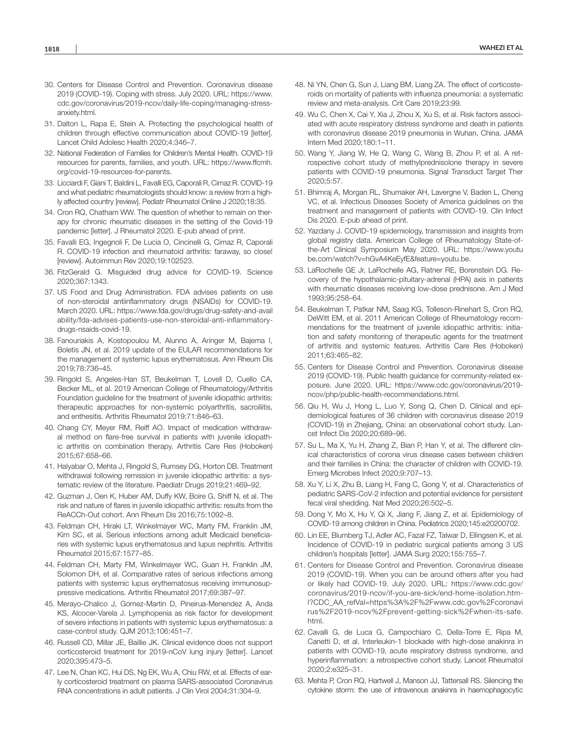30. Centers for Disease Control and Prevention. Coronavirus disease 2019 (COVID-19). Coping with stress. July 2020. URL: https://www.cdc.gov/coronavirus/2019-ncov/daily-life-coping/managing-stress-anxiety.html.
31. Dalton L, Rapa E, Stein A. Protecting the psychological health of children through effective communication about COVID-19 [letter]. Lancet Child Adolesc Health 2020;4:346–7.
32. National Federation of Families for Children's Mental Health. COVID-19 resources for parents, families, and youth. URL: https://www.ffcmh.org/covid-19-resources-for-parents.
33. Licciardi F, Giani T, Baldini L, Favalli EG, Caporali R, Cimaz R. COVID-19 and what pediatric rheumatologists should know: a review from a highly affected country [review]. Pediatr Rheumatol Online J 2020;18:35.
34. Cron RQ, Chatham WW. The question of whether to remain on therapy for chronic rheumatic diseases in the setting of the Covid-19 pandemic [letter]. J Rheumatol 2020. E-pub ahead of print.
35. Favalli EG, Ingegnoli F, De Lucia O, Cincinelli G, Cimaz R, Caporali R. COVID-19 infection and rheumatoid arthritis: faraway, so close! [review]. Autoimmun Rev 2020;19:102523.
36. FitzGerald G. Misguided drug advice for COVID-19. Science 2020;367:1343.
37. US Food and Drug Administration. FDA advises patients on use of non-steroidal antiinflammatory drugs (NSAIDs) for COVID-19. March 2020. URL: https://www.fda.gov/drugs/drug-safety-and-availability/fda-advises-patients-use-non-steroidal-anti-inflammatory-drugs-nsaids-covid-19.
38. Fanouriakis A, Kostopoulou M, Alunno A, Aringer M, Bajema I, Boletis JN, et al. 2019 update of the EULAR recommendations for the management of systemic lupus erythematosus. Ann Rheum Dis 2019;78:736–45.
39. Ringold S, Angeles-Han ST, Beukelman T, Lovell D, Cuello CA, Becker ML, et al. 2019 American College of Rheumatology/Arthritis Foundation guideline for the treatment of juvenile idiopathic arthritis: therapeutic approaches for non-systemic polyarthritis, sacroiliitis, and enthesitis. Arthritis Rheumatol 2019;71:846–63.
40. Chang CY, Meyer RM, Reiff AO. Impact of medication withdrawal method on flare-free survival in patients with juvenile idiopathic arthritis on combination therapy. Arthritis Care Res (Hoboken) 2015;67:658–66.
41. Halyabar O, Mehta J, Ringold S, Rumsey DG, Horton DB. Treatment withdrawal following remission in juvenile idiopathic arthritis: a systematic review of the literature. Paediatr Drugs 2019;21:469–92.
42. Guzman J, Oen K, Huber AM, Duffy KW, Boire G, Shiff N, et al. The risk and nature of flares in juvenile idiopathic arthritis: results from the ReACCh-Out cohort. Ann Rheum Dis 2016;75:1092–8.
43. Feldman CH, Hiraki LT, Winkelmayer WC, Marty FM, Franklin JM, Kim SC, et al. Serious infections among adult Medicaid beneficiaries with systemic lupus erythematosus and lupus nephritis. Arthritis Rheumatol 2015;67:1577–85.
44. Feldman CH, Marty FM, Winkelmayer WC, Guan H, Franklin JM, Solomon DH, et al. Comparative rates of serious infections among patients with systemic lupus erythematosus receiving immunosuppressive medications. Arthritis Rheumatol 2017;69:387–97.
45. Merayo-Chalico J, Gomez-Martin D, Pineirua-Menendez A, Anda KS, Alcocer-Varela J. Lymphopenia as risk factor for development of severe infections in patients with systemic lupus erythematosus: a case-control study. QJM 2013;106:451–7.
46. Russell CD, Millar JE, Baillie JK. Clinical evidence does not support corticosteroid treatment for 2019-nCoV lung injury [letter]. Lancet 2020;395:473–5.
47. Lee N, Chan KC, Hui DS, Ng EK, Wu A, Chiu RW, et al. Effects of early corticosteroid treatment on plasma SARS-associated Coronavirus RNA concentrations in adult patients. J Clin Virol 2004;31:304–9.
48. Ni YN, Chen G, Sun J, Liang BM, Liang ZA. The effect of corticosteroids on mortality of patients with influenza pneumonia: a systematic review and meta-analysis. Crit Care 2019;23:99.
49. Wu C, Chen X, Cai Y, Xia J, Zhou X, Xu S, et al. Risk factors associated with acute respiratory distress syndrome and death in patients with coronavirus disease 2019 pneumonia in Wuhan, China. JAMA Intern Med 2020;180:1–11.
50. Wang Y, Jiang W, He Q, Wang C, Wang B, Zhou P, et al. A retrospective cohort study of methylprednisolone therapy in severe patients with COVID-19 pneumonia. Signal Transduct Target Ther 2020;5:57.
51. Bhimraj A, Morgan RL, Shumaker AH, Lavergne V, Baden L, Cheng VC, et al. Infectious Diseases Society of America guidelines on the treatment and management of patients with COVID-19. Clin Infect Dis 2020. E-pub ahead of print.
52. Yazdany J. COVID-19 epidemiology, transmission and insights from global registry data. American College of Rheumatology State-of-the-Art Clinical Symposium May 2020. URL: https://www.youtube.com/watch?v=hGvA4KeEyfE&feature=youtu.be.
53. LaRochelle GE Jr, LaRochelle AG, Ratner RE, Borenstein DG. Recovery of the hypothalamic-pituitary-adrenal (HPA) axis in patients with rheumatic diseases receiving low-dose prednisone. Am J Med 1993;95:258–64.
54. Beukelman T, Patkar NM, Saag KG, Tolleson-Rinehart S, Cron RQ, DeWitt EM, et al. 2011 American College of Rheumatology recommendations for the treatment of juvenile idiopathic arthritis: initiation and safety monitoring of therapeutic agents for the treatment of arthritis and systemic features. Arthritis Care Res (Hoboken) 2011;63:465–82.
55. Centers for Disease Control and Prevention. Coronavirus disease 2019 (COVID-19). Public health guidance for community-related exposure. June 2020. URL: https://www.cdc.gov/coronavirus/2019-ncov/php/public-health-recommendations.html.
56. Qiu H, Wu J, Hong L, Luo Y, Song Q, Chen D. Clinical and epidemiological features of 36 children with coronavirus disease 2019 (COVID-19) in Zhejiang, China: an observational cohort study. Lancet Infect Dis 2020;20:689–96.
57. Su L, Ma X, Yu H, Zhang Z, Bian P, Han Y, et al. The different clinical characteristics of corona virus disease cases between children and their families in China: the character of children with COVID-19. Emerg Microbes Infect 2020;9:707–13.
58. Xu Y, Li X, Zhu B, Liang H, Fang C, Gong Y, et al. Characteristics of pediatric SARS-CoV-2 infection and potential evidence for persistent fecal viral shedding. Nat Med 2020;26:502–5.
59. Dong Y, Mo X, Hu Y, Qi X, Jiang F, Jiang Z, et al. Epidemiology of COVID-19 among children in China. Pediatrics 2020;145:e20200702.
60. Lin EE, Blumberg TJ, Adler AC, Fazal FZ, Talwar D, Ellingsen K, et al. Incidence of COVID-19 in pediatric surgical patients among 3 US children's hospitals [letter]. JAMA Surg 2020;155:755–7.
61. Centers for Disease Control and Prevention. Coronavirus disease 2019 (COVID-19). When you can be around others after you had or likely had COVID-19. July 2020. URL: https://www.cdc.gov/coronavirus/2019-ncov/if-you-are-sick/end-home-isolation.html?CDC_AA_refVal=https%3A%2F%2Fwww.cdc.gov%2Fcoronavirus%2F2019-ncov%2Fprevent-getting-sick%2Fwhen-its-safe.html.
62. Cavalli G, de Luca G, Campochiaro C, Della-Torre E, Ripa M, Canetti D, et al. Interleukin-1 blockade with high-dose anakinra in patients with COVID-19, acute respiratory distress syndrome, and hyperinflammation: a retrospective cohort study. Lancet Rheumatol 2020;2:e325–31.
63. Mehta P, Cron RQ, Hartwell J, Manson JJ, Tattersall RS. Silencing the cytokine storm: the use of intravenous anakinra in haemophagocytic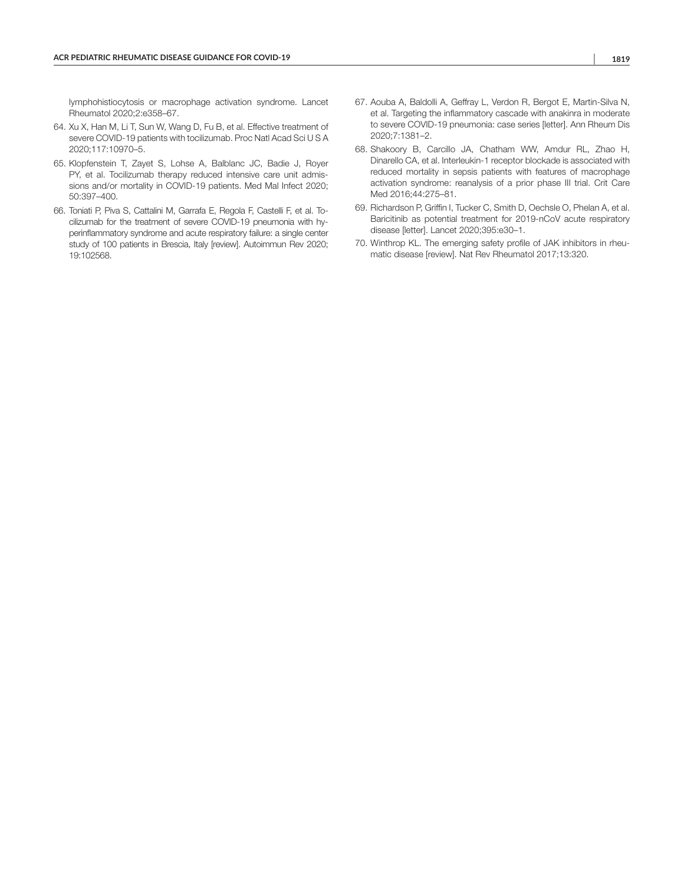lymphohistiocytosis or macrophage activation syndrome. Lancet Rheumatol 2020;2:e358–67.

64. Xu X, Han M, Li T, Sun W, Wang D, Fu B, et al. Effective treatment of severe COVID-19 patients with tocilizumab. Proc Natl Acad Sci U S A 2020;117:10970–5.
65. Klopfenstein T, Zayet S, Lohse A, Balblanc JC, Badie J, Royer PY, et al. Tocilizumab therapy reduced intensive care unit admissions and/or mortality in COVID-19 patients. Med Mal Infect 2020; 50:397–400.
66. Toniati P, Piva S, Cattalini M, Garrafa E, Regola F, Castelli F, et al. Tocilizumab for the treatment of severe COVID-19 pneumonia with hyperinflammatory syndrome and acute respiratory failure: a single center study of 100 patients in Brescia, Italy [review]. Autoimmun Rev 2020; 19:102568.
67. Aouba A, Baldolli A, Geffray L, Verdon R, Bergot E, Martin-Silva N, et al. Targeting the inflammatory cascade with anakinra in moderate to severe COVID-19 pneumonia: case series [letter]. Ann Rheum Dis 2020;7:1381–2.
68. Shakoory B, Carcillo JA, Chatham WW, Amdur RL, Zhao H, Dinarello CA, et al. Interleukin-1 receptor blockade is associated with reduced mortality in sepsis patients with features of macrophage activation syndrome: reanalysis of a prior phase III trial. Crit Care Med 2016;44:275–81.
69. Richardson P, Griffin I, Tucker C, Smith D, Oechsle O, Phelan A, et al. Baricitinib as potential treatment for 2019-nCoV acute respiratory disease [letter]. Lancet 2020;395:e30–1.
70. Winthrop KL. The emerging safety profile of JAK inhibitors in rheumatic disease [review]. Nat Rev Rheumatol 2017;13:320.